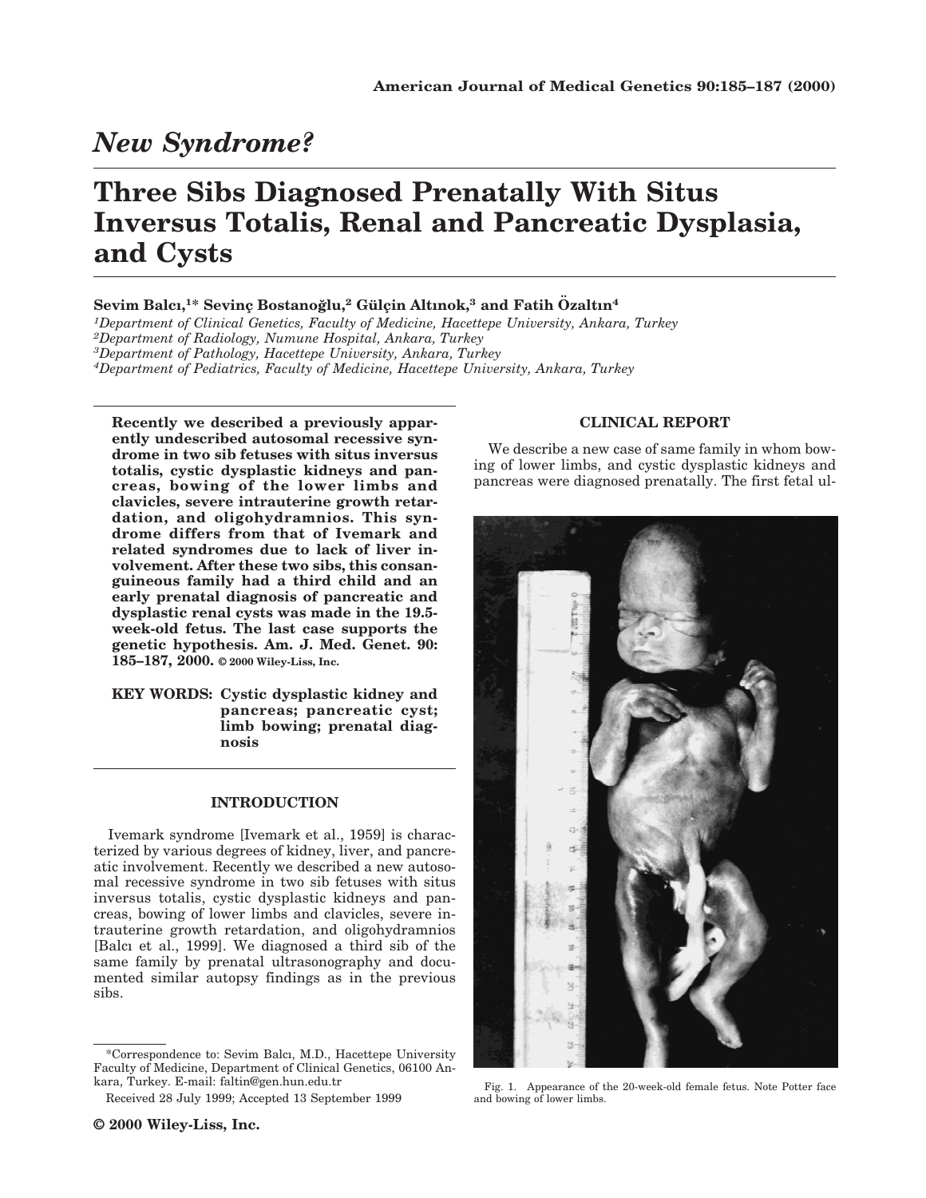## New Syndrome?

# Three Sibs Diagnosed Prenatally With Situs Inversus Totalis, Renal and Pancreatic Dysplasia, and Cysts

**Sevim Balcı,[1]* Sevinç Bostanoğlu,[2] Gülçin Altınok,[3] and Fatih Özaltın[4]**

*[1]Department of Clinical Genetics, Faculty of Medicine, Hacettepe University, Ankara, Turkey*
*[2]Department of Radiology, Numune Hospital, Ankara, Turkey*
*[3]Department of Pathology, Hacettepe University, Ankara, Turkey*
*[4]Department of Pediatrics, Faculty of Medicine, Hacettepe University, Ankara, Turkey*

**Recently we described a previously apparently undescribed autosomal recessive syndrome in two sib fetuses with situs inversus totalis, cystic dysplastic kidneys and pancreas, bowing of the lower limbs and clavicles, severe intrauterine growth retardation, and oligohydramnios. This syndrome differs from that of Ivemark and related syndromes due to lack of liver involvement. After these two sibs, this consanguineous family had a third child and an early prenatal diagnosis of pancreatic and dysplastic renal cysts was made in the 19.5-week-old fetus. The last case supports the genetic hypothesis. Am. J. Med. Genet. 90: 185–187, 2000. © 2000 Wiley-Liss, Inc.**

**KEY WORDS: Cystic dysplastic kidney and pancreas; pancreatic cyst; limb bowing; prenatal diagnosis**

## INTRODUCTION

Ivemark syndrome [Ivemark et al., 1959] is characterized by various degrees of kidney, liver, and pancreatic involvement. Recently we described a new autosomal recessive syndrome in two sib fetuses with situs inversus totalis, cystic dysplastic kidneys and pancreas, bowing of lower limbs and clavicles, severe intrauterine growth retardation, and oligohydramnios [Balcı et al., 1999]. We diagnosed a third sib of the same family by prenatal ultrasonography and documented similar autopsy findings as in the previous sibs.

*Correspondence to: Sevim Balcı, M.D., Hacettepe University Faculty of Medicine, Department of Clinical Genetics, 06100 Ankara, Turkey. E-mail: faltin@gen.hun.edu.tr

Received 28 July 1999; Accepted 13 September 1999

## CLINICAL REPORT

We describe a new case of same family in whom bowing of lower limbs, and cystic dysplastic kidneys and pancreas were diagnosed prenatally. The first fetal ul-

Fig. 1. Appearance of the 20-week-old female fetus. Note Potter face and bowing of lower limbs.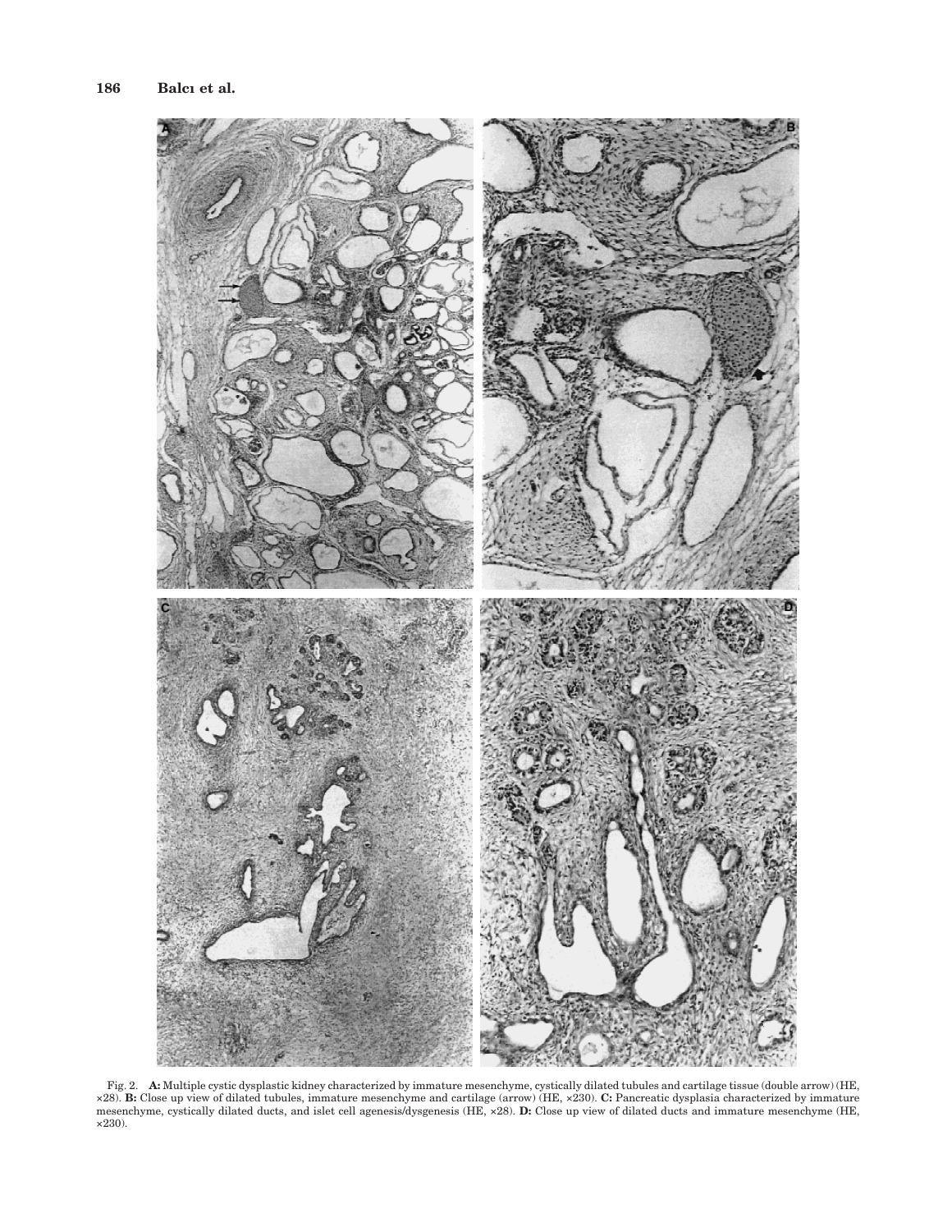Fig. 2. **A:** Multiple cystic dysplastic kidney characterized by immature mesenchyme, cystically dilated tubules and cartilage tissue (double arrow) (HE, ×28). **B:** Close up view of dilated tubules, immature mesenchyme and cartilage (arrow) (HE, ×230). **C:** Pancreatic dysplasia characterized by immature mesenchyme, cystically dilated ducts, and islet cell agenesis/dysgenesis (HE, ×28). **D:** Close up view of dilated ducts and immature mesenchyme (HE, ×230).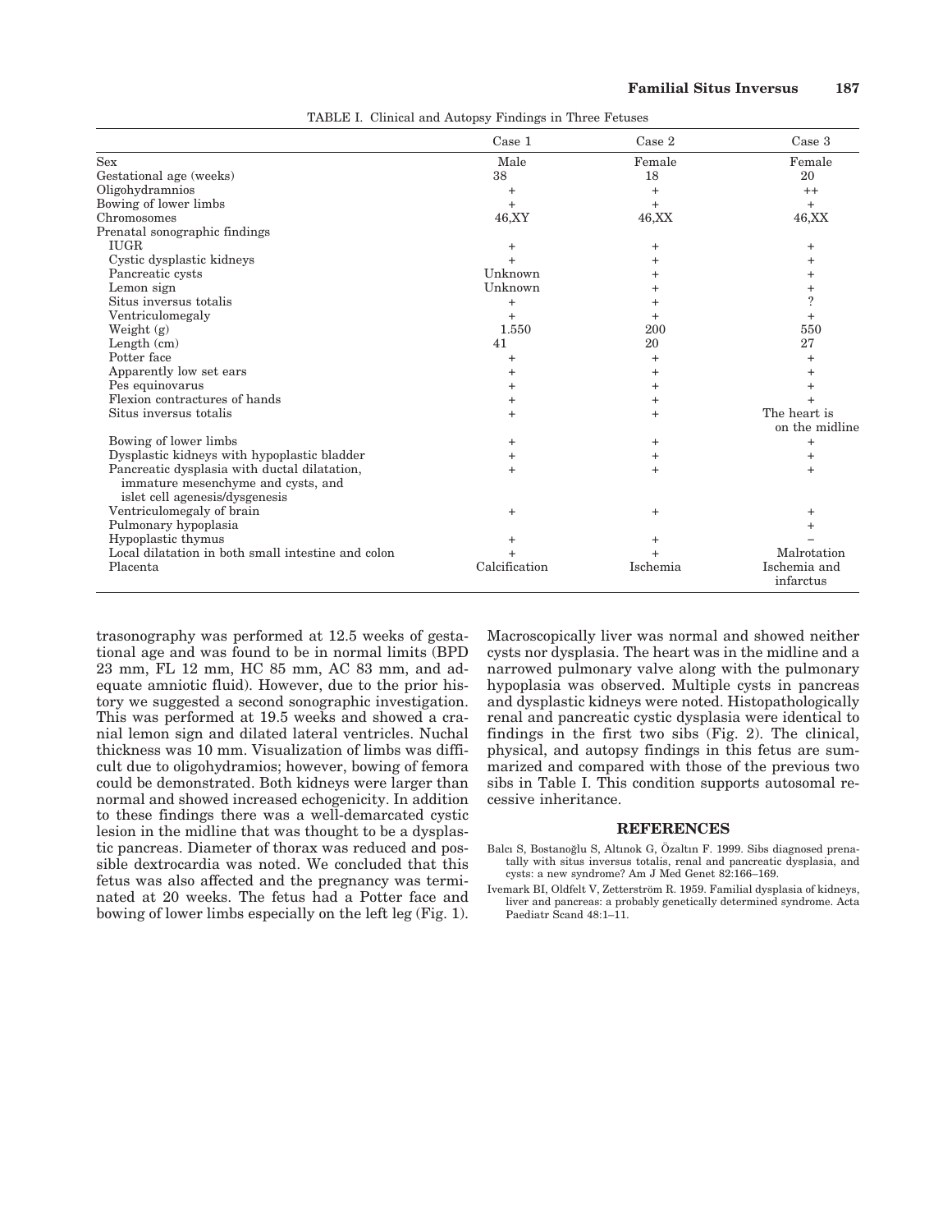TABLE I. Clinical and Autopsy Findings in Three Fetuses

| | Case 1 | Case 2 | Case 3 |
|---|---|---|---|
| Sex | Male | Female | Female |
| Gestational age (weeks) | 38 | 18 | 20 |
| Oligohydramnios | + | + | ++ |
| Bowing of lower limbs | + | + | + |
| Chromosomes | 46,XY | 46,XX | 46,XX |
| Prenatal sonographic findings | | | |
| IUGR | + | + | + |
| Cystic dysplastic kidneys | + | + | + |
| Pancreatic cysts | Unknown | + | + |
| Lemon sign | Unknown | + | + |
| Situs inversus totalis | + | + | ? |
| Ventriculomegaly | + | + | + |
| Weight (g) | 1.550 | 200 | 550 |
| Length (cm) | 41 | 20 | 27 |
| Potter face | + | + | + |
| Apparently low set ears | + | + | + |
| Pes equinovarus | + | + | + |
| Flexion contractures of hands | + | + | + |
| Situs inversus totalis | + | + | The heart is on the midline |
| Bowing of lower limbs | + | + | + |
| Dysplastic kidneys with hypoplastic bladder | + | + | + |
| Pancreatic dysplasia with ductal dilatation, immature mesenchyme and cysts, and islet cell agenesis/dysgenesis | + | + | + |
| Ventriculomegaly of brain | + | + | + |
| Pulmonary hypoplasia | | | + |
| Hypoplastic thymus | + | + | − |
| Local dilatation in both small intestine and colon | + | + | Malrotation |
| Placenta | Calcification | Ischemia | Ischemia and infarctus |

trasonography was performed at 12.5 weeks of gestational age and was found to be in normal limits (BPD 23 mm, FL 12 mm, HC 85 mm, AC 83 mm, and adequate amniotic fluid). However, due to the prior history we suggested a second sonographic investigation. This was performed at 19.5 weeks and showed a cranial lemon sign and dilated lateral ventricles. Nuchal thickness was 10 mm. Visualization of limbs was difficult due to oligohydramios; however, bowing of femora could be demonstrated. Both kidneys were larger than normal and showed increased echogenicity. In addition to these findings there was a well-demarcated cystic lesion in the midline that was thought to be a dysplastic pancreas. Diameter of thorax was reduced and possible dextrocardia was noted. We concluded that this fetus was also affected and the pregnancy was terminated at 20 weeks. The fetus had a Potter face and bowing of lower limbs especially on the left leg (Fig. 1). Macroscopically liver was normal and showed neither cysts nor dysplasia. The heart was in the midline and a narrowed pulmonary valve along with the pulmonary hypoplasia was observed. Multiple cysts in pancreas and dysplastic kidneys were noted. Histopathologically renal and pancreatic cystic dysplasia were identical to findings in the first two sibs (Fig. 2). The clinical, physical, and autopsy findings in this fetus are summarized and compared with those of the previous two sibs in Table I. This condition supports autosomal recessive inheritance.

## REFERENCES

Balcı S, Bostanoğlu S, Altınok G, Özaltın F. 1999. Sibs diagnosed prenatally with situs inversus totalis, renal and pancreatic dysplasia, and cysts: a new syndrome? Am J Med Genet 82:166–169.

Ivemark BI, Oldfelt V, Zetterström R. 1959. Familial dysplasia of kidneys, liver and pancreas: a probably genetically determined syndrome. Acta Paediatr Scand 48:1–11.